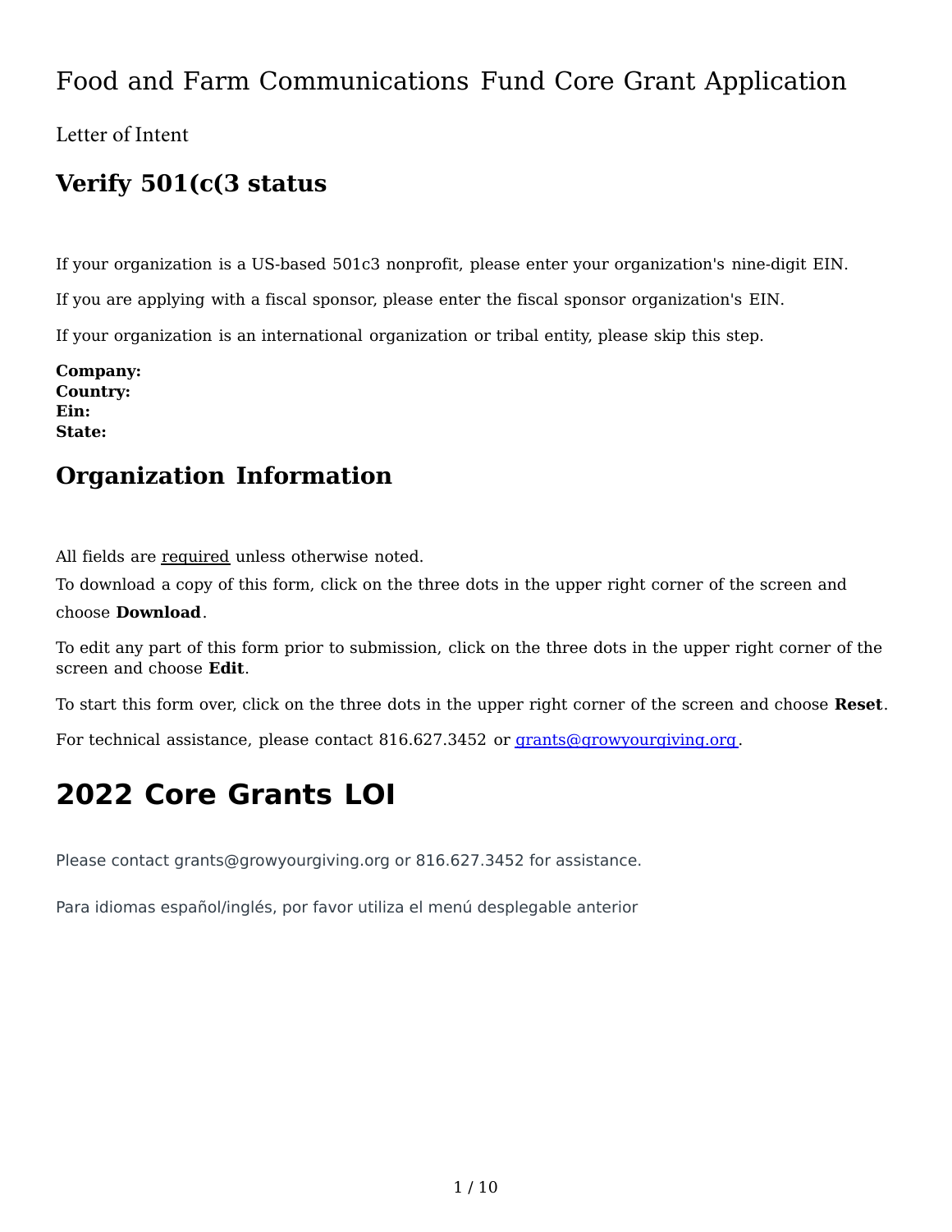# Food and Farm Communications Fund Core Grant Application

Letter of Intent

## Verify 501(c(3 status

If your organization is a US-based 501c3 nonprofit, please enter your organization's nine-digit EIN.

If you are applying with a fiscal sponsor, please enter the fiscal sponsor organization's EIN.

If your organization is an international organization or tribal entity, please skip this step.

**Company:**
**Country:**
**Ein:**
**State:**

## Organization Information

All fields are required unless otherwise noted.

To download a copy of this form, click on the three dots in the upper right corner of the screen and choose **Download**.

To edit any part of this form prior to submission, click on the three dots in the upper right corner of the screen and choose **Edit**.

To start this form over, click on the three dots in the upper right corner of the screen and choose **Reset**.

For technical assistance, please contact 816.627.3452 or grants@growyourgiving.org.

# 2022 Core Grants LOI

Please contact grants@growyourgiving.org or 816.627.3452 for assistance.

Para idiomas español/inglés, por favor utiliza el menú desplegable anterior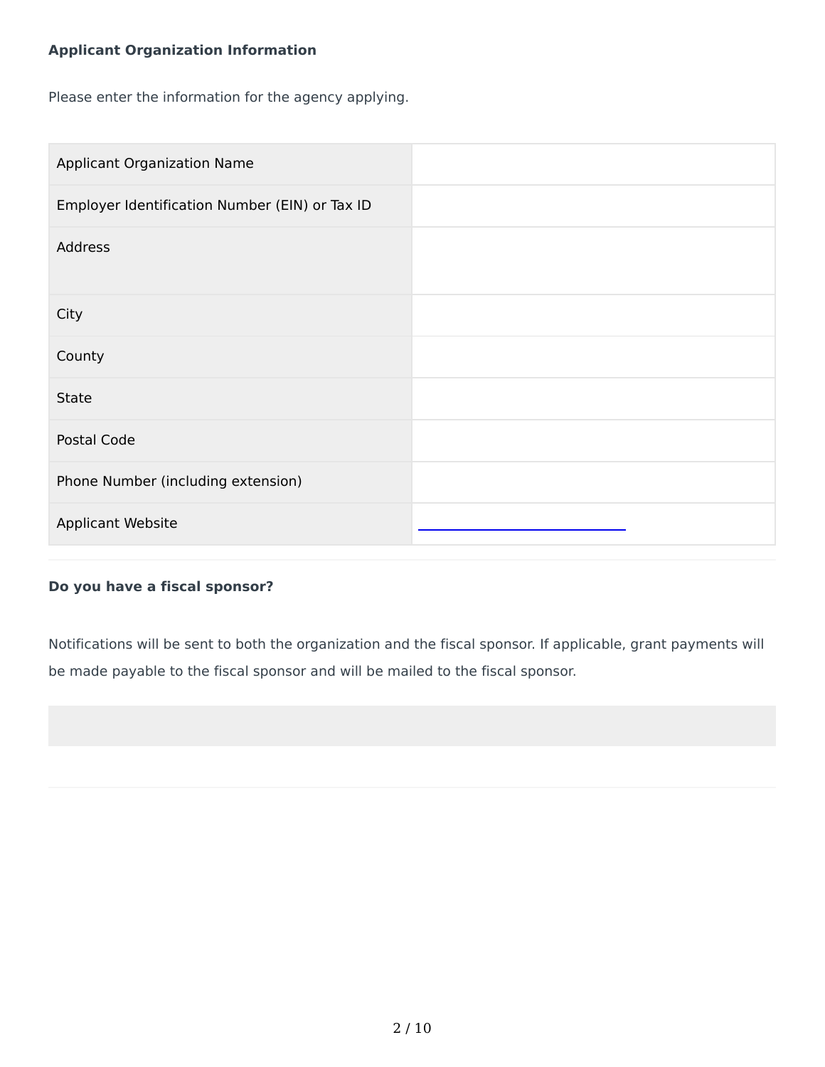**Applicant Organization Information**

Please enter the information for the agency applying.

| | |
|---|---|
| Applicant Organization Name | |
| Employer Identification Number (EIN) or Tax ID | |
| Address | |
| City | |
| County | |
| State | |
| Postal Code | |
| Phone Number (including extension) | |
| Applicant Website | |

**Do you have a fiscal sponsor?**

Notifications will be sent to both the organization and the fiscal sponsor. If applicable, grant payments will be made payable to the fiscal sponsor and will be mailed to the fiscal sponsor.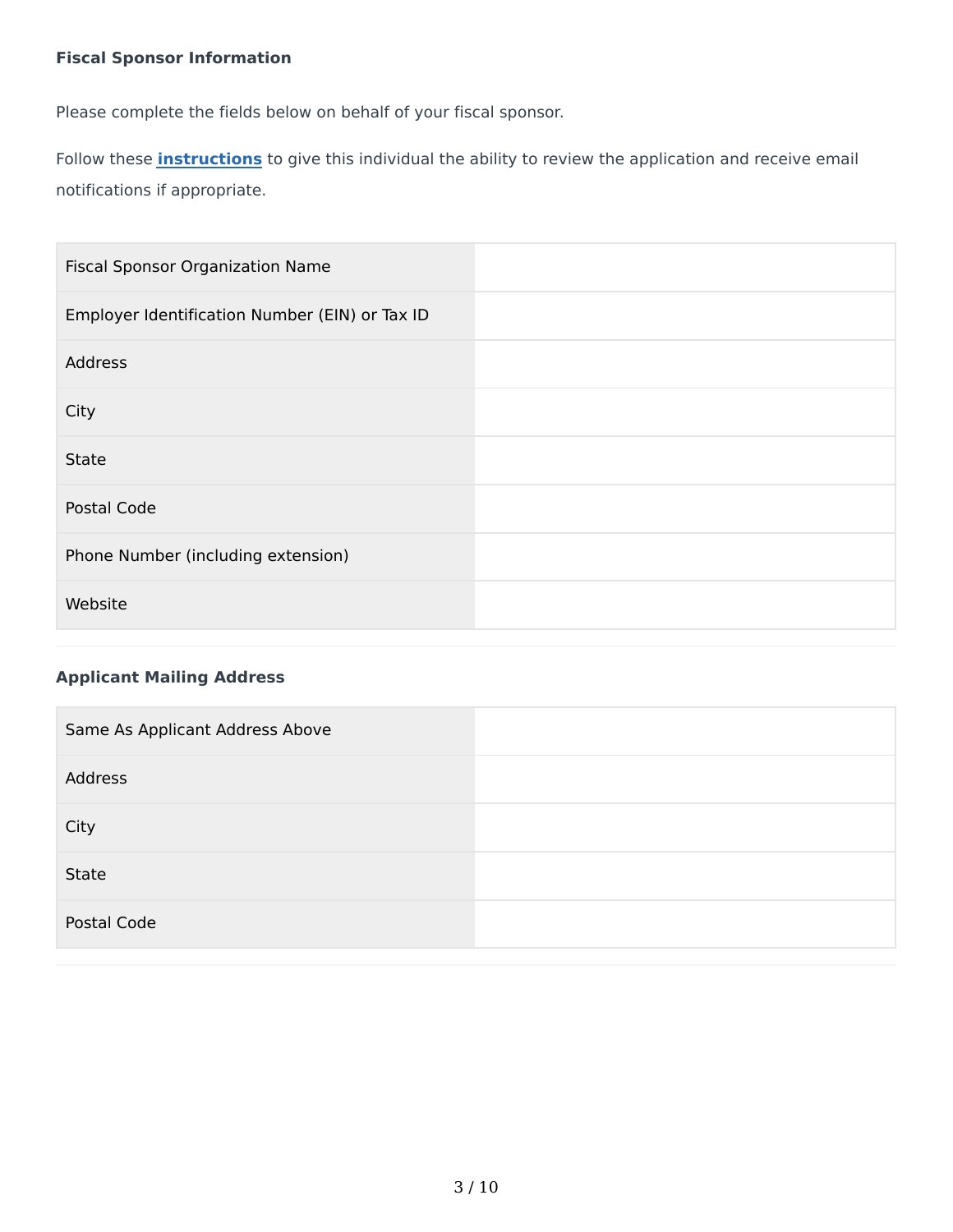**Fiscal Sponsor Information**

Please complete the fields below on behalf of your fiscal sponsor.

Follow these **instructions** to give this individual the ability to review the application and receive email notifications if appropriate.

| | |
|---|---|
| Fiscal Sponsor Organization Name | |
| Employer Identification Number (EIN) or Tax ID | |
| Address | |
| City | |
| State | |
| Postal Code | |
| Phone Number (including extension) | |
| Website | |

**Applicant Mailing Address**

| | |
|---|---|
| Same As Applicant Address Above | |
| Address | |
| City | |
| State | |
| Postal Code | |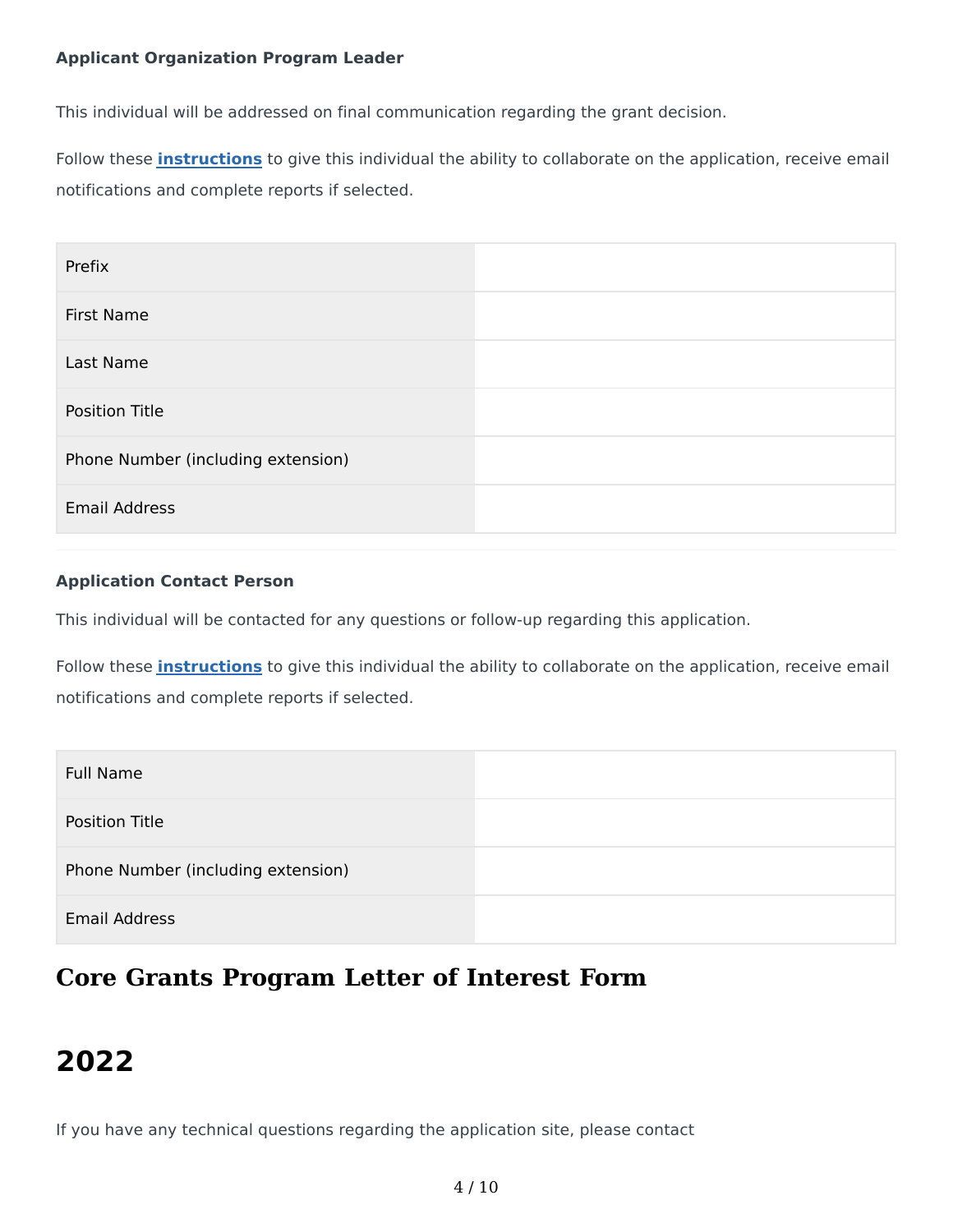**Applicant Organization Program Leader**

This individual will be addressed on final communication regarding the grant decision.

Follow these **instructions** to give this individual the ability to collaborate on the application, receive email notifications and complete reports if selected.

| | |
|---|---|
| Prefix | |
| First Name | |
| Last Name | |
| Position Title | |
| Phone Number (including extension) | |
| Email Address | |

**Application Contact Person**

This individual will be contacted for any questions or follow-up regarding this application.

Follow these **instructions** to give this individual the ability to collaborate on the application, receive email notifications and complete reports if selected.

| | |
|---|---|
| Full Name | |
| Position Title | |
| Phone Number (including extension) | |
| Email Address | |

## Core Grants Program Letter of Interest Form

# 2022

If you have any technical questions regarding the application site, please contact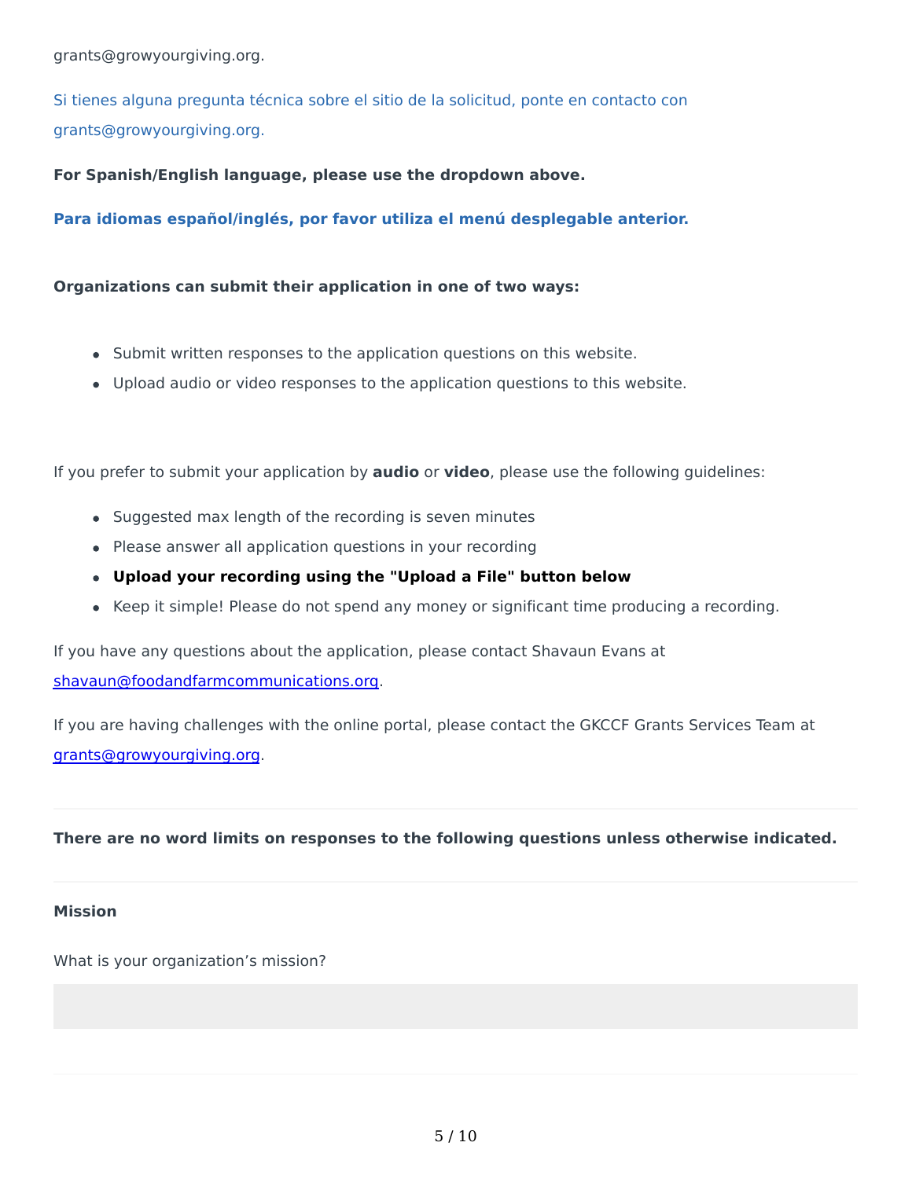grants@growyourgiving.org.

Si tienes alguna pregunta técnica sobre el sitio de la solicitud, ponte en contacto con grants@growyourgiving.org.

**For Spanish/English language, please use the dropdown above.**

**Para idiomas español/inglés, por favor utiliza el menú desplegable anterior.**

**Organizations can submit their application in one of two ways:**

- Submit written responses to the application questions on this website.
- Upload audio or video responses to the application questions to this website.

If you prefer to submit your application by **audio** or **video**, please use the following guidelines:

- Suggested max length of the recording is seven minutes
- Please answer all application questions in your recording
- **Upload your recording using the "Upload a File" button below**
- Keep it simple! Please do not spend any money or significant time producing a recording.

If you have any questions about the application, please contact Shavaun Evans at shavaun@foodandfarmcommunications.org.

If you are having challenges with the online portal, please contact the GKCCF Grants Services Team at grants@growyourgiving.org.

---

**There are no word limits on responses to the following questions unless otherwise indicated.**

---

**Mission**

What is your organization's mission?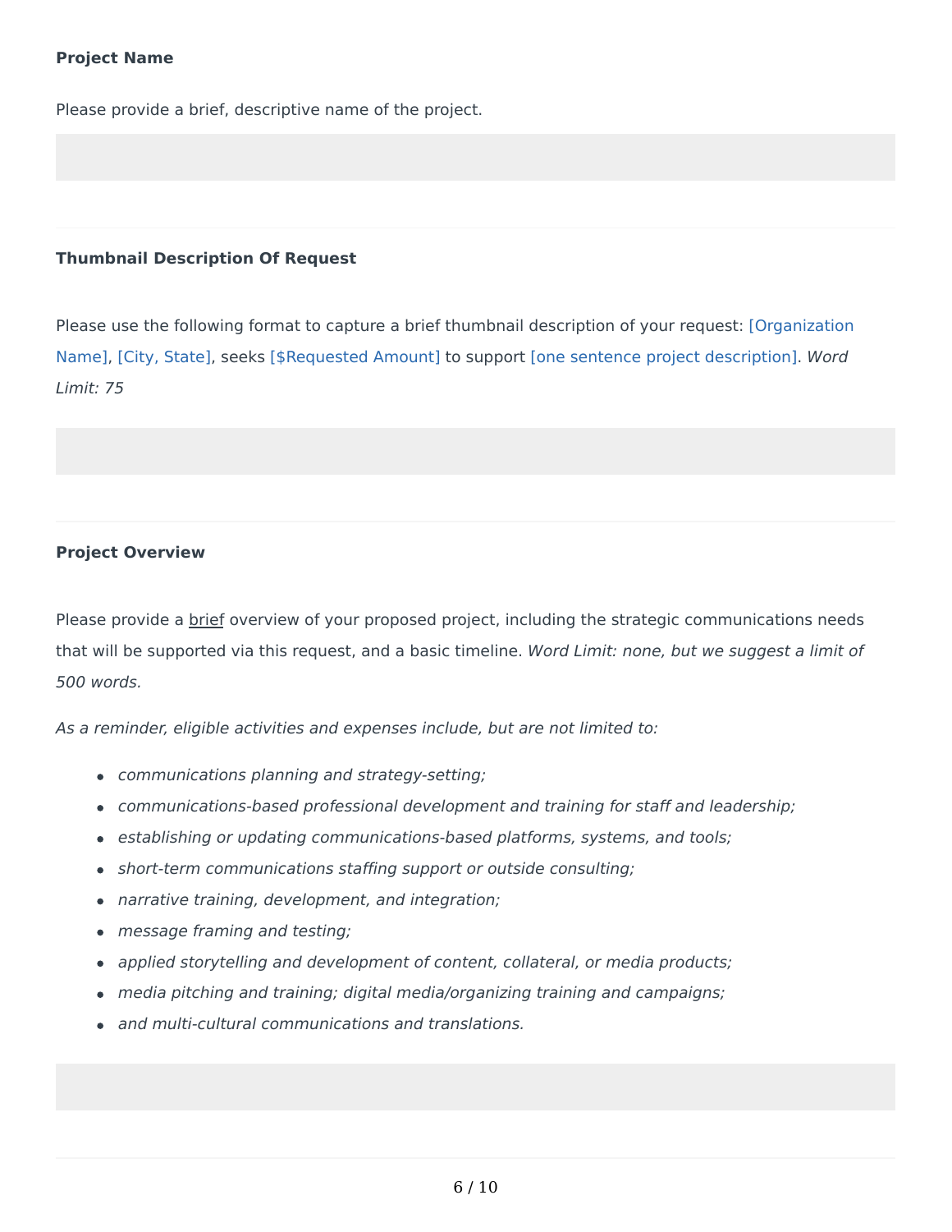**Project Name**

Please provide a brief, descriptive name of the project.

---

**Thumbnail Description Of Request**

Please use the following format to capture a brief thumbnail description of your request: [Organization Name], [City, State], seeks [$Requested Amount] to support [one sentence project description]. *Word Limit: 75*

---

**Project Overview**

Please provide a brief overview of your proposed project, including the strategic communications needs that will be supported via this request, and a basic timeline. *Word Limit: none, but we suggest a limit of 500 words.*

*As a reminder, eligible activities and expenses include, but are not limited to:*

- *communications planning and strategy-setting;*
- *communications-based professional development and training for staff and leadership;*
- *establishing or updating communications-based platforms, systems, and tools;*
- *short-term communications staffing support or outside consulting;*
- *narrative training, development, and integration;*
- *message framing and testing;*
- *applied storytelling and development of content, collateral, or media products;*
- *media pitching and training; digital media/organizing training and campaigns;*
- *and multi-cultural communications and translations.*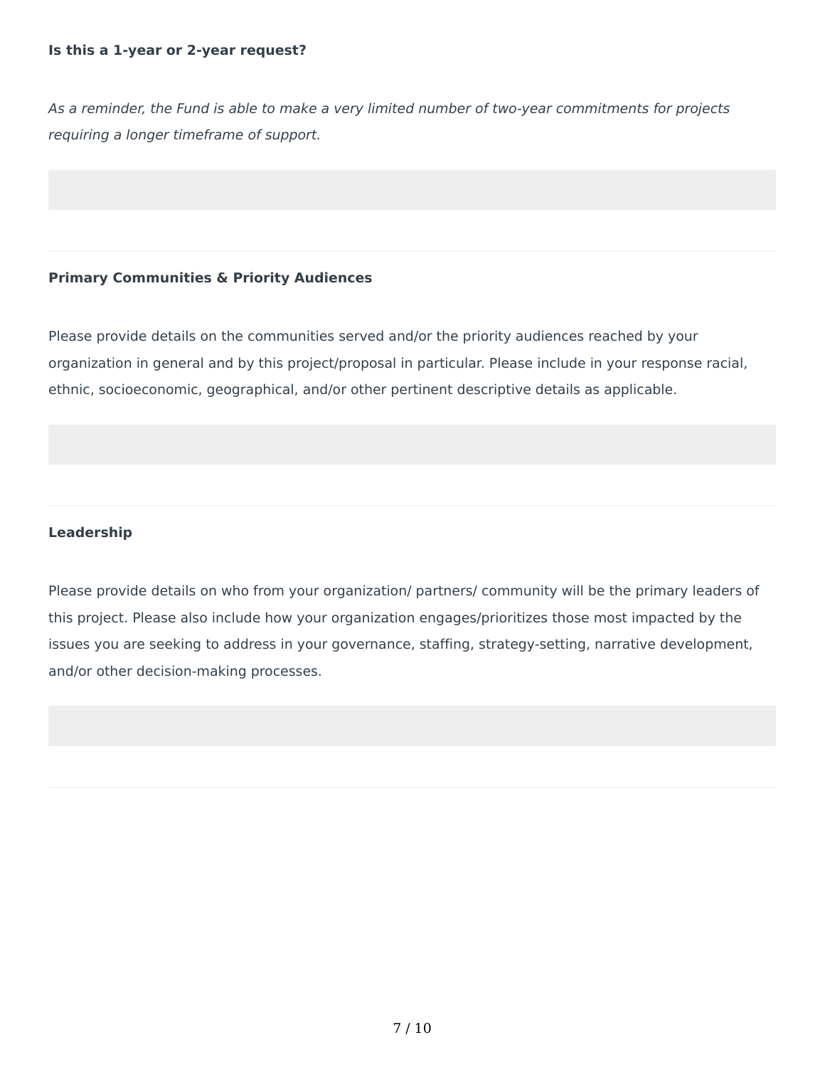**Is this a 1-year or 2-year request?**

*As a reminder, the Fund is able to make a very limited number of two-year commitments for projects requiring a longer timeframe of support.*

---

**Primary Communities & Priority Audiences**

Please provide details on the communities served and/or the priority audiences reached by your organization in general and by this project/proposal in particular. Please include in your response racial, ethnic, socioeconomic, geographical, and/or other pertinent descriptive details as applicable.

---

**Leadership**

Please provide details on who from your organization/ partners/ community will be the primary leaders of this project. Please also include how your organization engages/prioritizes those most impacted by the issues you are seeking to address in your governance, staffing, strategy-setting, narrative development, and/or other decision-making processes.

---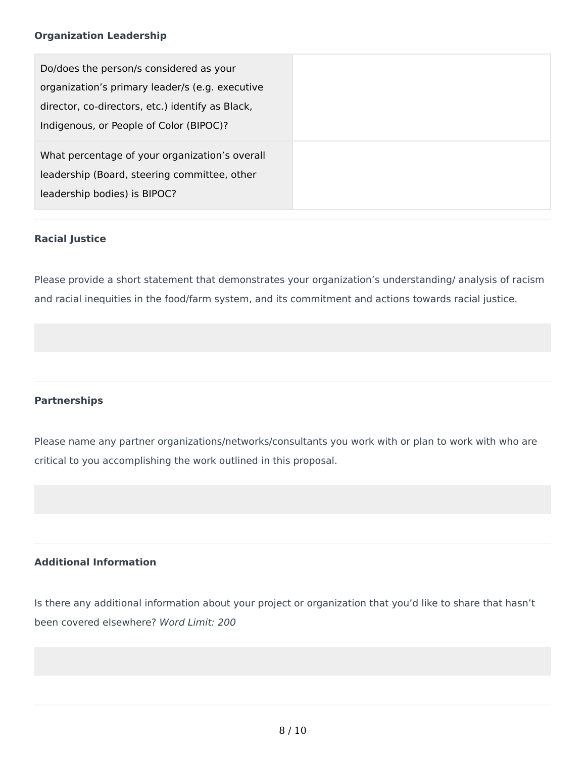**Organization Leadership**

| Do/does the person/s considered as your organization's primary leader/s (e.g. executive director, co-directors, etc.) identify as Black, Indigenous, or People of Color (BIPOC)? | |
|---|---|
| What percentage of your organization's overall leadership (Board, steering committee, other leadership bodies) is BIPOC? | |

**Racial Justice**

Please provide a short statement that demonstrates your organization's understanding/ analysis of racism and racial inequities in the food/farm system, and its commitment and actions towards racial justice.

**Partnerships**

Please name any partner organizations/networks/consultants you work with or plan to work with who are critical to you accomplishing the work outlined in this proposal.

**Additional Information**

Is there any additional information about your project or organization that you'd like to share that hasn't been covered elsewhere? *Word Limit: 200*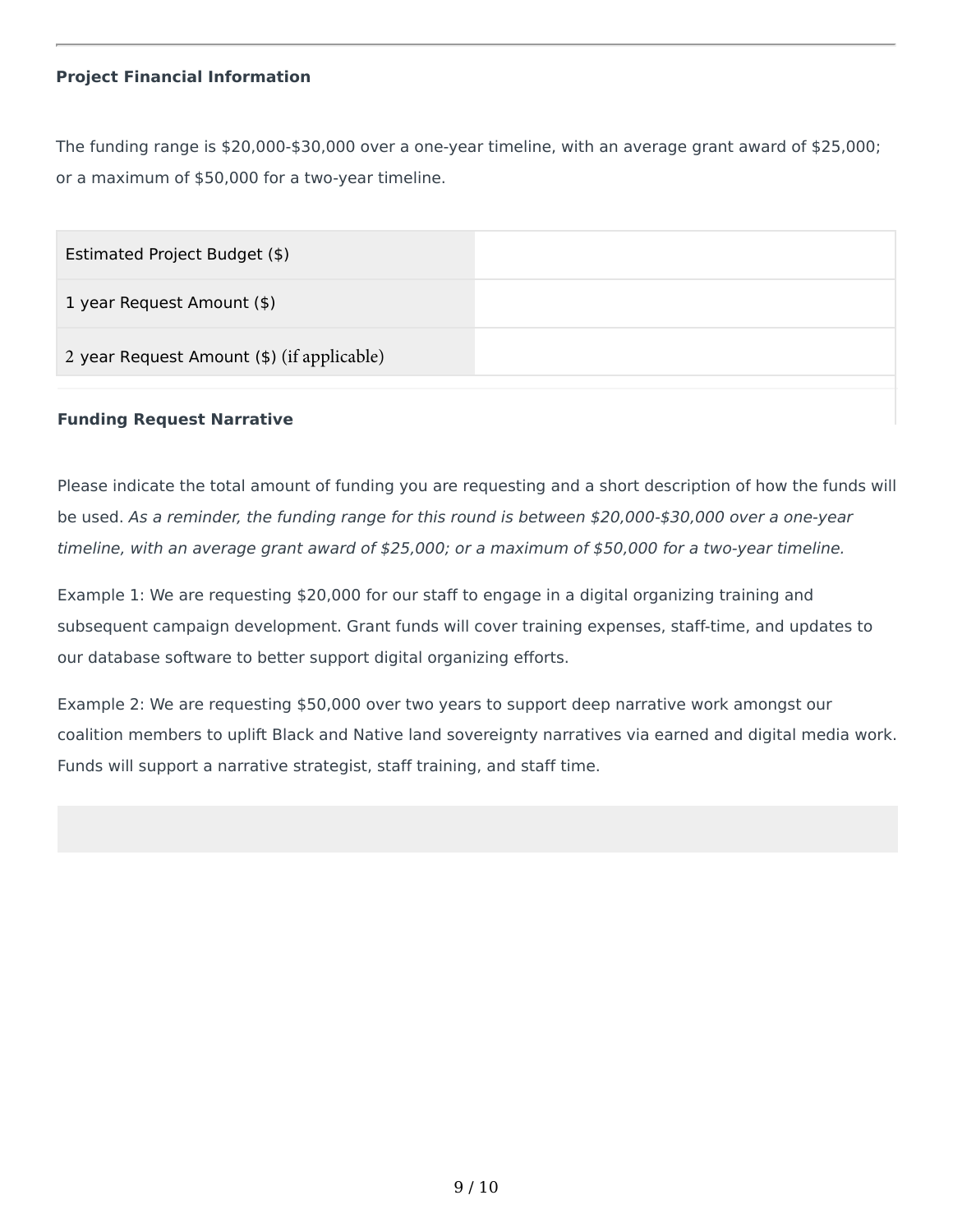**Project Financial Information**

The funding range is $20,000-$30,000 over a one-year timeline, with an average grant award of $25,000; or a maximum of $50,000 for a two-year timeline.

| Estimated Project Budget ($) | |
|---|---|
| 1 year Request Amount ($) | |
| 2 year Request Amount ($) (if applicable) | |

**Funding Request Narrative**

Please indicate the total amount of funding you are requesting and a short description of how the funds will be used. *As a reminder, the funding range for this round is between $20,000-$30,000 over a one-year timeline, with an average grant award of $25,000; or a maximum of $50,000 for a two-year timeline.*

Example 1: We are requesting $20,000 for our staff to engage in a digital organizing training and subsequent campaign development. Grant funds will cover training expenses, staff-time, and updates to our database software to better support digital organizing efforts.

Example 2: We are requesting $50,000 over two years to support deep narrative work amongst our coalition members to uplift Black and Native land sovereignty narratives via earned and digital media work. Funds will support a narrative strategist, staff training, and staff time.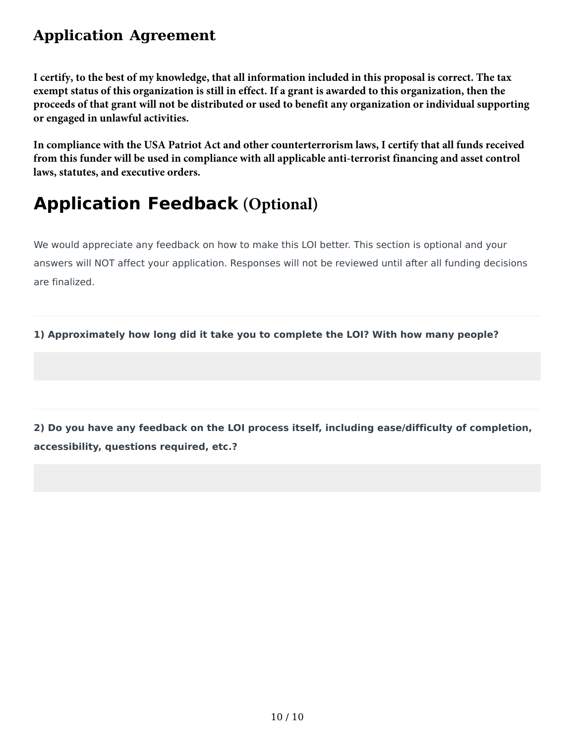## Application Agreement

**I certify, to the best of my knowledge, that all information included in this proposal is correct. The tax exempt status of this organization is still in effect. If a grant is awarded to this organization, then the proceeds of that grant will not be distributed or used to benefit any organization or individual supporting or engaged in unlawful activities.**

**In compliance with the USA Patriot Act and other counterterrorism laws, I certify that all funds received from this funder will be used in compliance with all applicable anti-terrorist financing and asset control laws, statutes, and executive orders.**

# Application Feedback (Optional)

We would appreciate any feedback on how to make this LOI better. This section is optional and your answers will NOT affect your application. Responses will not be reviewed until after all funding decisions are finalized.

**1) Approximately how long did it take you to complete the LOI? With how many people?**

**2) Do you have any feedback on the LOI process itself, including ease/difficulty of completion, accessibility, questions required, etc.?**